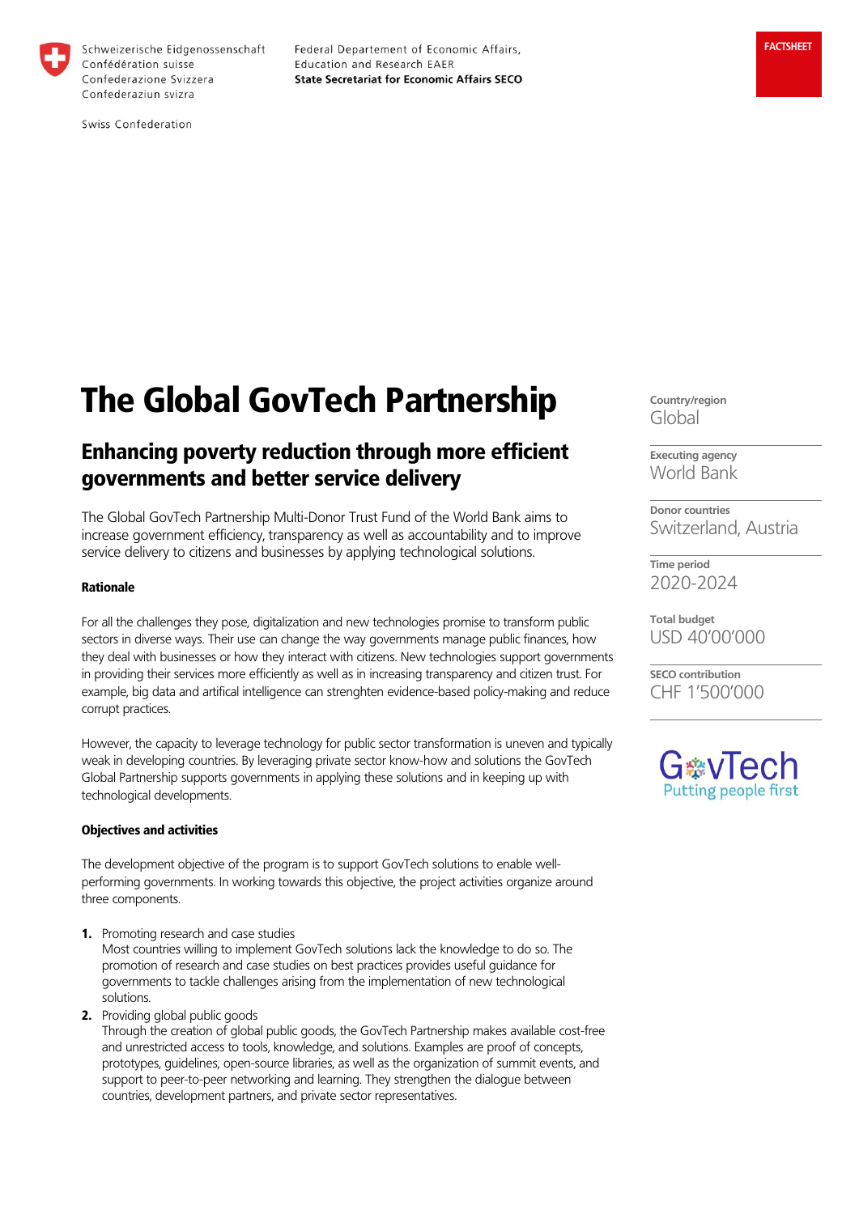Schweizerische Eidgenossenschaft
Confédération suisse
Confederazione Svizzera
Confederaziun svizra

Swiss Confederation

Federal Departement of Economic Affairs, Education and Research EAER
**State Secretariat for Economic Affairs SECO**

**FACTSHEET**

# The Global GovTech Partnership

## Enhancing poverty reduction through more efficient governments and better service delivery

The Global GovTech Partnership Multi-Donor Trust Fund of the World Bank aims to increase government efficiency, transparency as well as accountability and to improve service delivery to citizens and businesses by applying technological solutions.

**Country/region**
Global

**Executing agency**
World Bank

**Donor countries**
Switzerland, Austria

**Time period**
2020-2024

**Total budget**
USD 40'00'000

**SECO contribution**
CHF 1'500'000

GovTech
Putting people first

### Rationale

For all the challenges they pose, digitalization and new technologies promise to transform public sectors in diverse ways. Their use can change the way governments manage public finances, how they deal with businesses or how they interact with citizens. New technologies support governments in providing their services more efficiently as well as in increasing transparency and citizen trust. For example, big data and artifical intelligence can strenghten evidence-based policy-making and reduce corrupt practices.

However, the capacity to leverage technology for public sector transformation is uneven and typically weak in developing countries. By leveraging private sector know-how and solutions the GovTech Global Partnership supports governments in applying these solutions and in keeping up with technological developments.

### Objectives and activities

The development objective of the program is to support GovTech solutions to enable well-performing governments. In working towards this objective, the project activities organize around three components.

1. Promoting research and case studies
   Most countries willing to implement GovTech solutions lack the knowledge to do so. The promotion of research and case studies on best practices provides useful guidance for governments to tackle challenges arising from the implementation of new technological solutions.
2. Providing global public goods
   Through the creation of global public goods, the GovTech Partnership makes available cost-free and unrestricted access to tools, knowledge, and solutions. Examples are proof of concepts, prototypes, guidelines, open-source libraries, as well as the organization of summit events, and support to peer-to-peer networking and learning. They strengthen the dialogue between countries, development partners, and private sector representatives.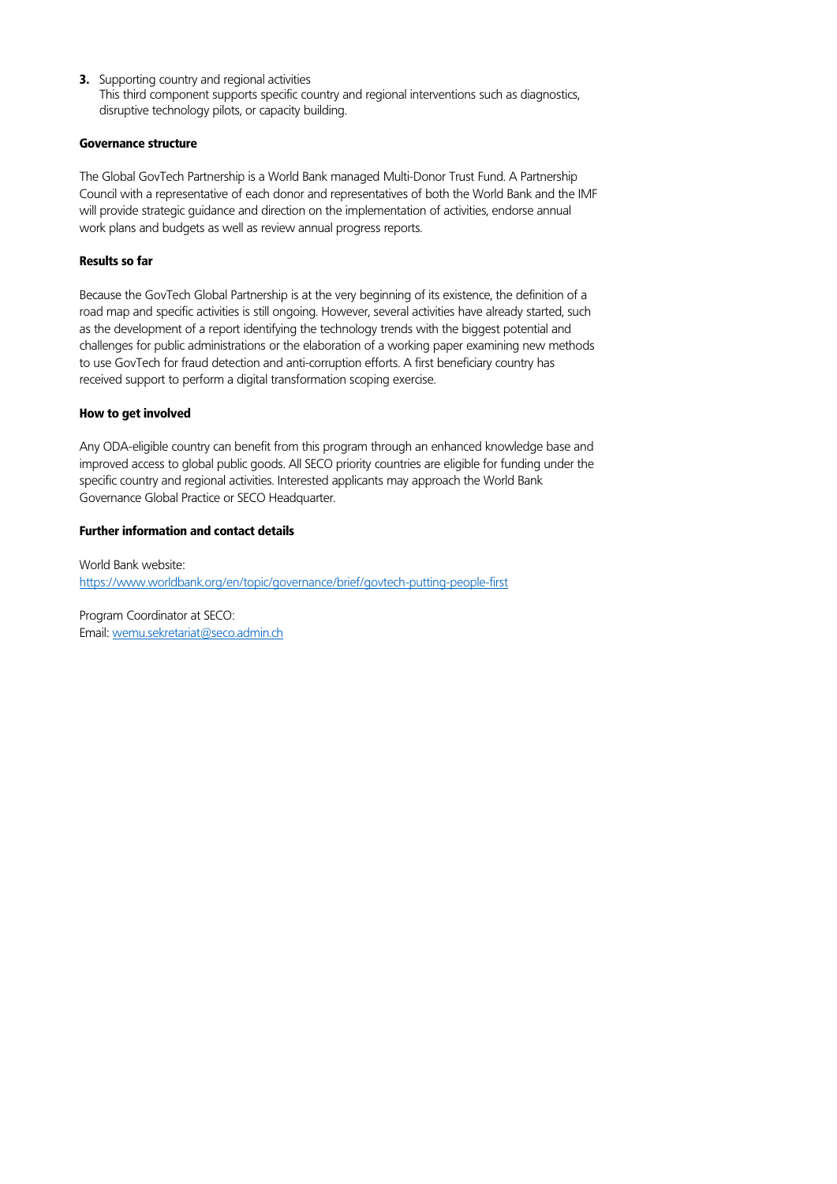3. Supporting country and regional activities
   This third component supports specific country and regional interventions such as diagnostics, disruptive technology pilots, or capacity building.

**Governance structure**

The Global GovTech Partnership is a World Bank managed Multi-Donor Trust Fund. A Partnership Council with a representative of each donor and representatives of both the World Bank and the IMF will provide strategic guidance and direction on the implementation of activities, endorse annual work plans and budgets as well as review annual progress reports.

**Results so far**

Because the GovTech Global Partnership is at the very beginning of its existence, the definition of a road map and specific activities is still ongoing. However, several activities have already started, such as the development of a report identifying the technology trends with the biggest potential and challenges for public administrations or the elaboration of a working paper examining new methods to use GovTech for fraud detection and anti-corruption efforts. A first beneficiary country has received support to perform a digital transformation scoping exercise.

**How to get involved**

Any ODA-eligible country can benefit from this program through an enhanced knowledge base and improved access to global public goods. All SECO priority countries are eligible for funding under the specific country and regional activities. Interested applicants may approach the World Bank Governance Global Practice or SECO Headquarter.

**Further information and contact details**

World Bank website:
https://www.worldbank.org/en/topic/governance/brief/govtech-putting-people-first

Program Coordinator at SECO:
Email: wemu.sekretariat@seco.admin.ch